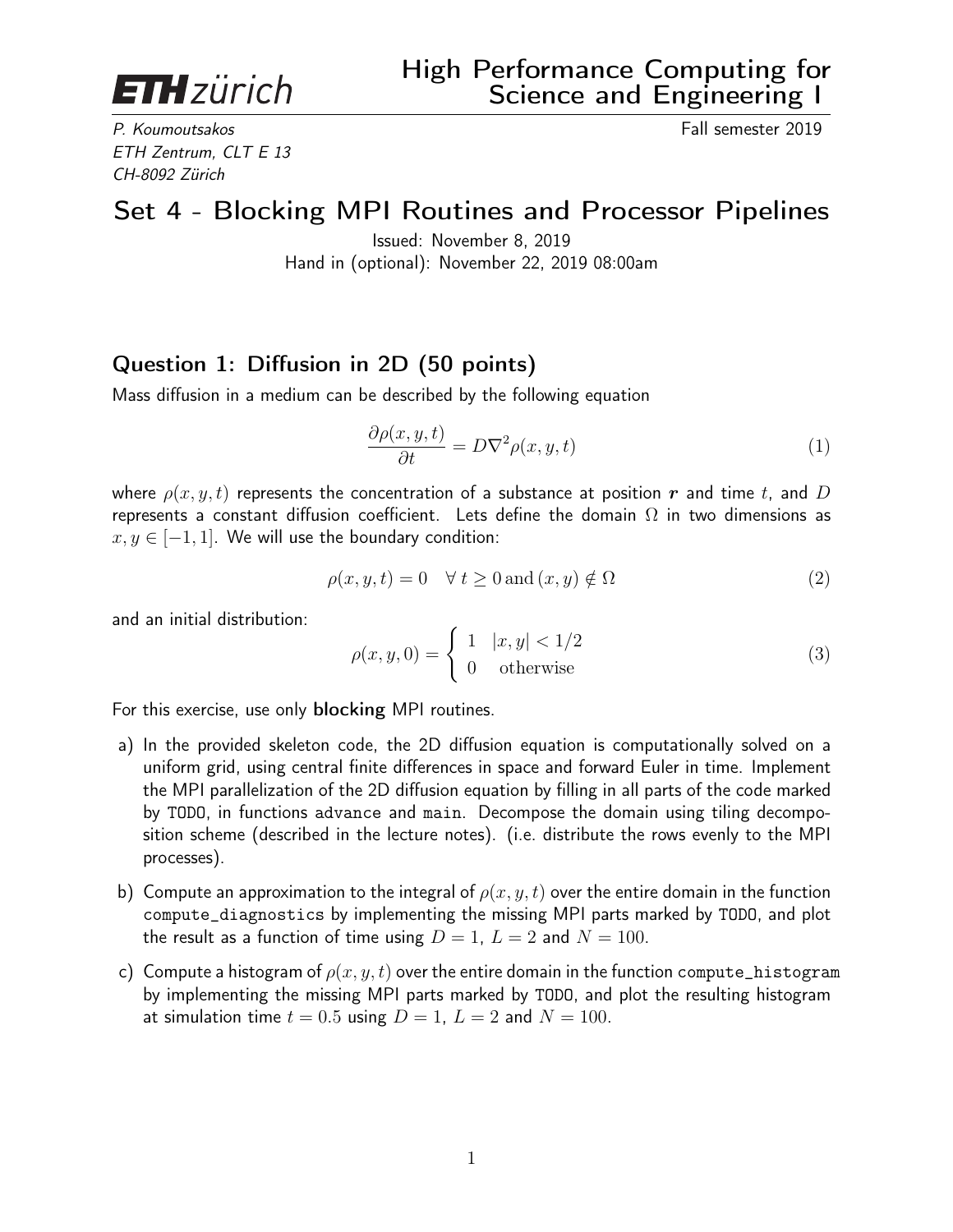**ETH zürich**

# High Performance Computing for Science and Engineering I

*P. Koumoutsakos*
*ETH Zentrum, CLT E 13*
*CH-8092 Zürich*

Fall semester 2019

## Set 4 - Blocking MPI Routines and Processor Pipelines

Issued: November 8, 2019
Hand in (optional): November 22, 2019 08:00am

### Question 1: Diffusion in 2D (50 points)

Mass diffusion in a medium can be described by the following equation

$$\frac{\partial \rho(x,y,t)}{\partial t} = D\nabla^2 \rho(x,y,t) \tag{1}$$

where $\rho(x,y,t)$ represents the concentration of a substance at position $\boldsymbol{r}$ and time $t$, and $D$ represents a constant diffusion coefficient. Lets define the domain $\Omega$ in two dimensions as $x, y \in [-1, 1]$. We will use the boundary condition:

$$\rho(x,y,t) = 0 \quad \forall\, t \geq 0 \,\text{and}\, (x,y) \notin \Omega \tag{2}$$

and an initial distribution:

$$\rho(x,y,0) = \begin{cases} 1 & |x,y| < 1/2 \\ 0 & \text{otherwise} \end{cases} \tag{3}$$

For this exercise, use only **blocking** MPI routines.

a) In the provided skeleton code, the 2D diffusion equation is computationally solved on a uniform grid, using central finite differences in space and forward Euler in time. Implement the MPI parallelization of the 2D diffusion equation by filling in all parts of the code marked by `TODO`, in functions `advance` and `main`. Decompose the domain using tiling decomposition scheme (described in the lecture notes). (i.e. distribute the rows evenly to the MPI processes).

b) Compute an approximation to the integral of $\rho(x,y,t)$ over the entire domain in the function `compute_diagnostics` by implementing the missing MPI parts marked by `TODO`, and plot the result as a function of time using $D = 1$, $L = 2$ and $N = 100$.

c) Compute a histogram of $\rho(x,y,t)$ over the entire domain in the function `compute_histogram` by implementing the missing MPI parts marked by `TODO`, and plot the resulting histogram at simulation time $t = 0.5$ using $D = 1$, $L = 2$ and $N = 100$.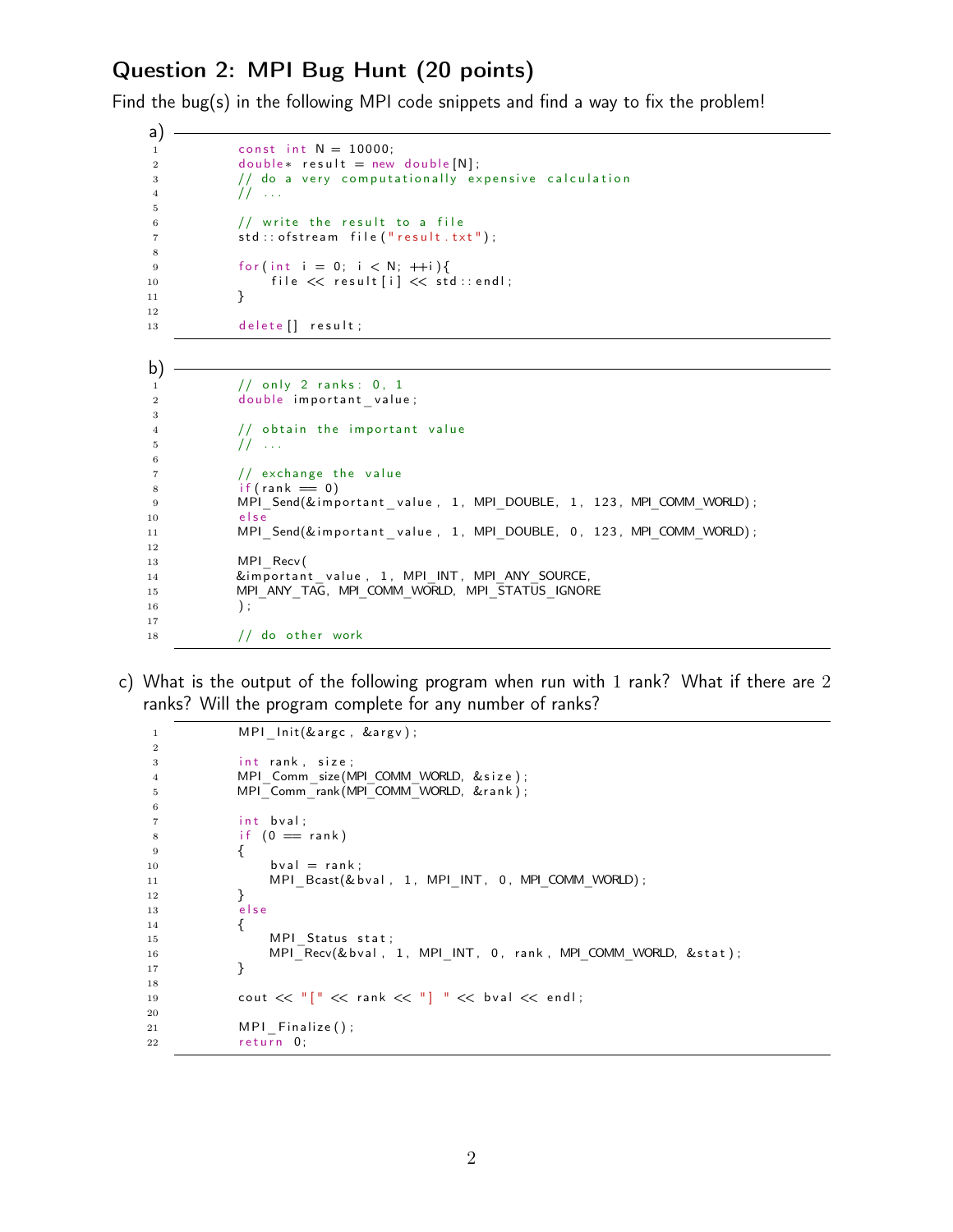## Question 2: MPI Bug Hunt (20 points)

Find the bug(s) in the following MPI code snippets and find a way to fix the problem!

a)

```
const int N = 10000;
double* result = new double[N];
// do a very computationally expensive calculation
// ...

// write the result to a file
std::ofstream file("result.txt");

for(int i = 0; i < N; ++i){
    file << result[i] << std::endl;
}

delete[] result;
```

b)

```
// only 2 ranks: 0, 1
double important_value;

// obtain the important value
// ...

// exchange the value
if(rank == 0)
MPI_Send(&important_value, 1, MPI_DOUBLE, 1, 123, MPI_COMM_WORLD);
else
MPI_Send(&important_value, 1, MPI_DOUBLE, 0, 123, MPI_COMM_WORLD);

MPI_Recv(
&important_value, 1, MPI_INT, MPI_ANY_SOURCE,
MPI_ANY_TAG, MPI_COMM_WORLD, MPI_STATUS_IGNORE
);

// do other work
```

c) What is the output of the following program when run with 1 rank? What if there are 2 ranks? Will the program complete for any number of ranks?

```
MPI_Init(&argc, &argv);

int rank, size;
MPI_Comm_size(MPI_COMM_WORLD, &size);
MPI_Comm_rank(MPI_COMM_WORLD, &rank);

int bval;
if (0 == rank)
{
    bval = rank;
    MPI_Bcast(&bval, 1, MPI_INT, 0, MPI_COMM_WORLD);
}
else
{
    MPI_Status stat;
    MPI_Recv(&bval, 1, MPI_INT, 0, rank, MPI_COMM_WORLD, &stat);
}

cout << "[" << rank << "] " << bval << endl;

MPI_Finalize();
return 0;
```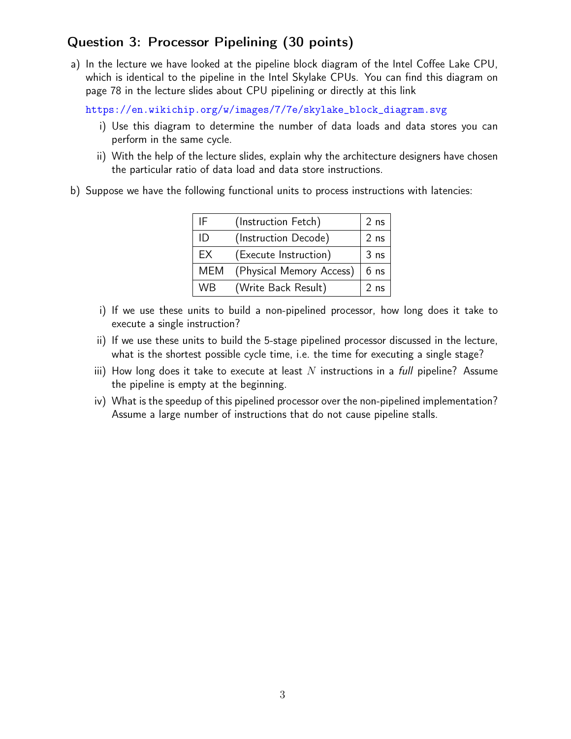## Question 3: Processor Pipelining (30 points)

a) In the lecture we have looked at the pipeline block diagram of the Intel Coffee Lake CPU, which is identical to the pipeline in the Intel Skylake CPUs. You can find this diagram on page 78 in the lecture slides about CPU pipelining or directly at this link

   https://en.wikichip.org/w/images/7/7e/skylake_block_diagram.svg

   i) Use this diagram to determine the number of data loads and data stores you can perform in the same cycle.

   ii) With the help of the lecture slides, explain why the architecture designers have chosen the particular ratio of data load and data store instructions.

b) Suppose we have the following functional units to process instructions with latencies:

| | | |
|---|---|---|
| IF | (Instruction Fetch) | 2 ns |
| ID | (Instruction Decode) | 2 ns |
| EX | (Execute Instruction) | 3 ns |
| MEM | (Physical Memory Access) | 6 ns |
| WB | (Write Back Result) | 2 ns |

   i) If we use these units to build a non-pipelined processor, how long does it take to execute a single instruction?

   ii) If we use these units to build the 5-stage pipelined processor discussed in the lecture, what is the shortest possible cycle time, i.e. the time for executing a single stage?

   iii) How long does it take to execute at least $N$ instructions in a *full* pipeline? Assume the pipeline is empty at the beginning.

   iv) What is the speedup of this pipelined processor over the non-pipelined implementation? Assume a large number of instructions that do not cause pipeline stalls.